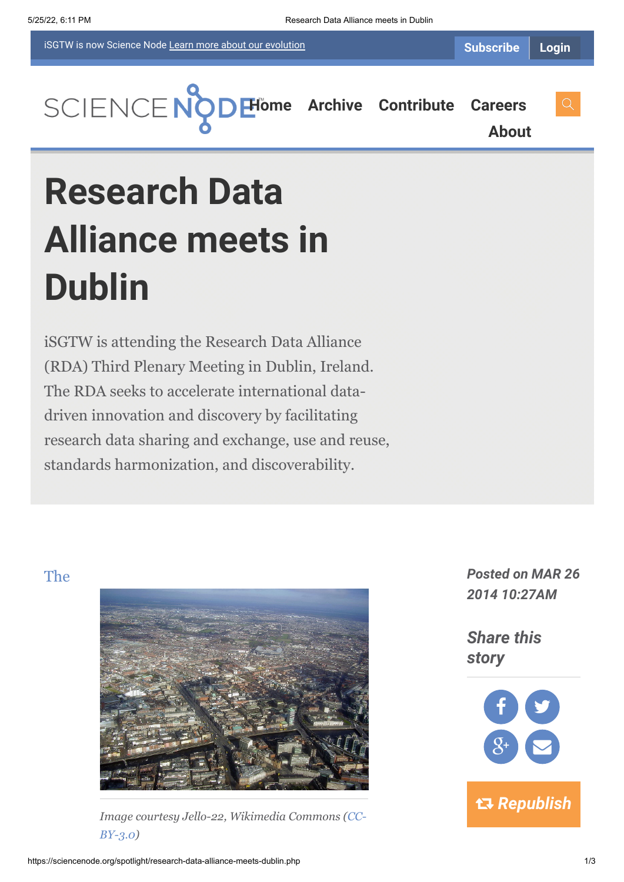iSGTW is now Science Node Learn more about our evolution

Subscribe Login

Home Archive Contribute Careers About

# Research Data Alliance meets in Dublin

iSGTW is attending the Research Data Alliance (RDA) Third Plenary Meeting in Dublin, Ireland. The RDA seeks to accelerate international data-driven innovation and discovery by facilitating research data sharing and exchange, use and reuse, standards harmonization, and discoverability.

*Posted on MAR 26 2014 10:27AM*

***Share this story***

Republish

The

*Image courtesy Jello-22, Wikimedia Commons (CC-BY-3.0)*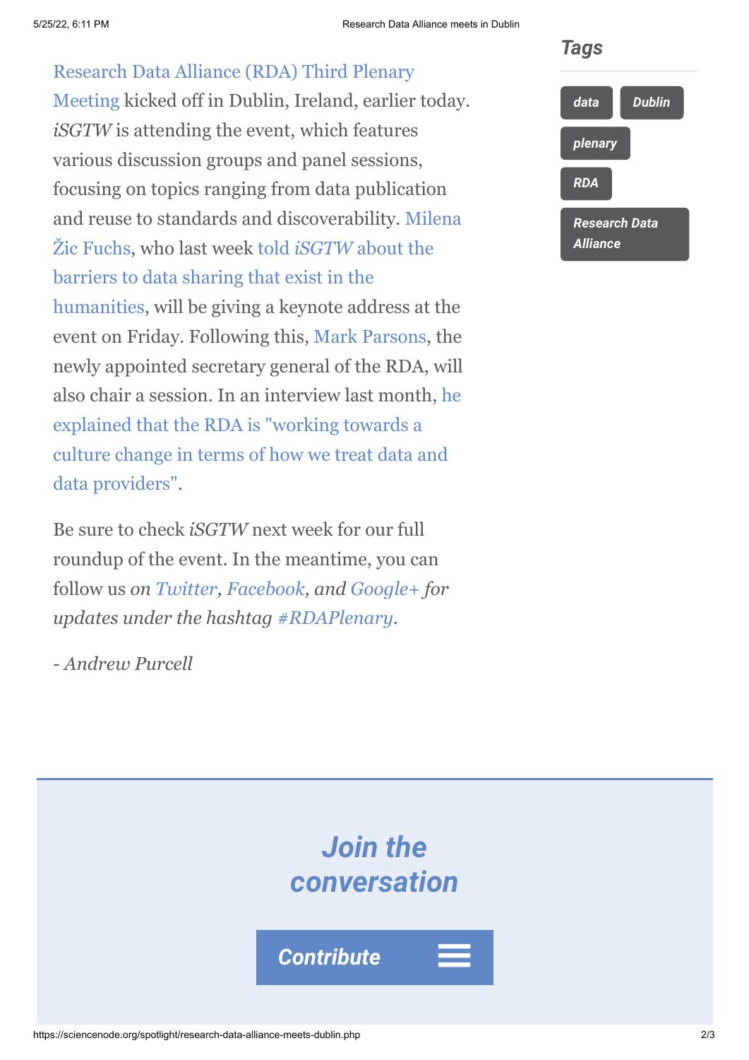Research Data Alliance (RDA) Third Plenary Meeting kicked off in Dublin, Ireland, earlier today. *iSGTW* is attending the event, which features various discussion groups and panel sessions, focusing on topics ranging from data publication and reuse to standards and discoverability. Milena Žic Fuchs, who last week told *iSGTW* about the barriers to data sharing that exist in the humanities, will be giving a keynote address at the event on Friday. Following this, Mark Parsons, the newly appointed secretary general of the RDA, will also chair a session. In an interview last month, he explained that the RDA is "working towards a culture change in terms of how we treat data and data providers".

Be sure to check *iSGTW* next week for our full roundup of the event. In the meantime, you can follow us *on Twitter, Facebook, and Google+ for updates under the hashtag #RDAPlenary.*

*- Andrew Purcell*

## Tags

data

Dublin

plenary

RDA

Research Data Alliance

## Join the conversation

Contribute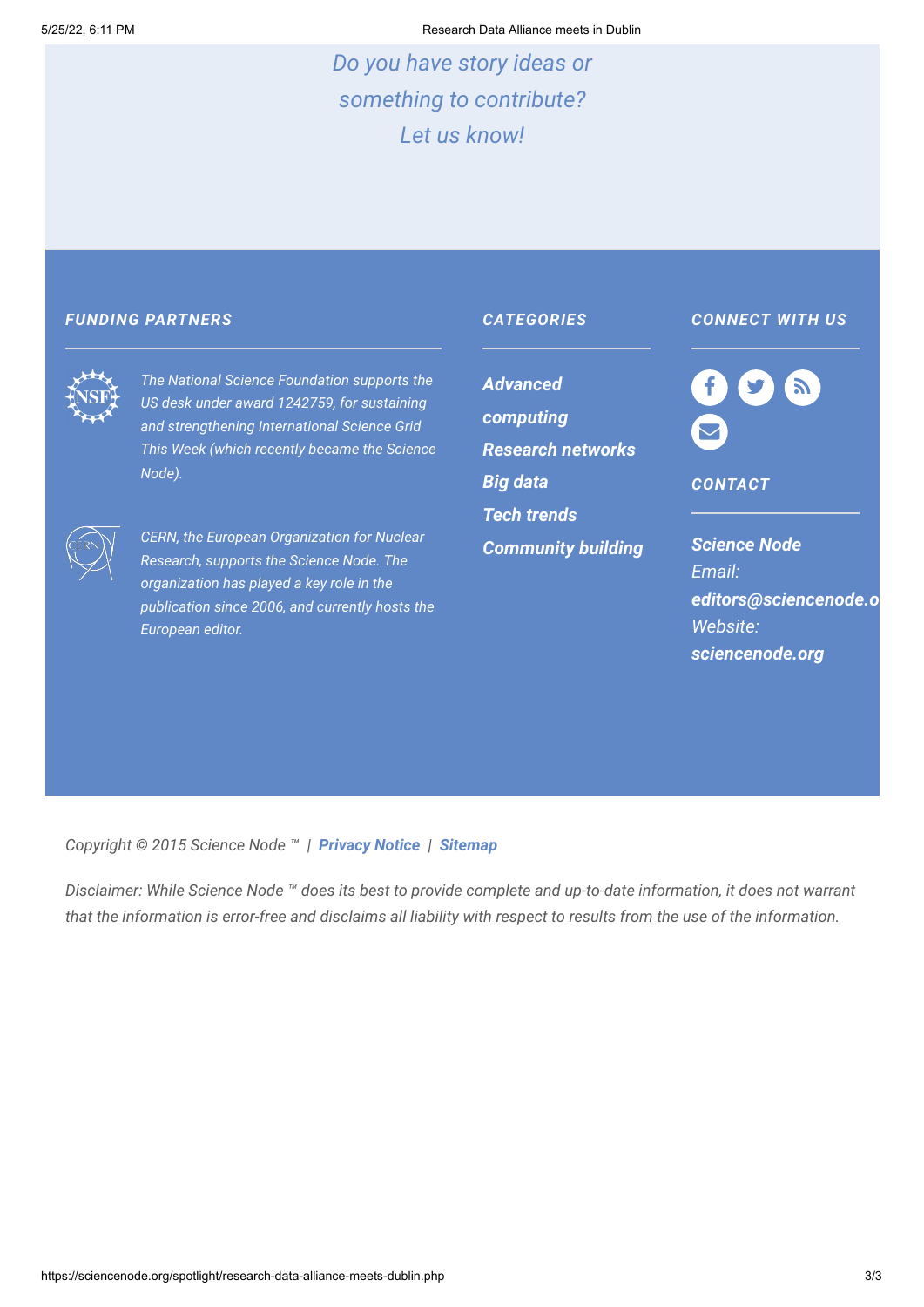*Do you have story ideas or something to contribute? Let us know!*

### *FUNDING PARTNERS*

*The National Science Foundation supports the US desk under award 1242759, for sustaining and strengthening International Science Grid This Week (which recently became the Science Node).*

*CERN, the European Organization for Nuclear Research, supports the Science Node. The organization has played a key role in the publication since 2006, and currently hosts the European editor.*

### *CATEGORIES*

- ***Advanced computing***
- ***Research networks***
- ***Big data***
- ***Tech trends***
- ***Community building***

### *CONNECT WITH US*

### *CONTACT*

***Science Node***
*Email:*
***editors@sciencenode.o***
*Website:*
***sciencenode.org***

*Copyright © 2015 Science Node ™ | **Privacy Notice** | **Sitemap***

*Disclaimer: While Science Node ™ does its best to provide complete and up-to-date information, it does not warrant that the information is error-free and disclaims all liability with respect to results from the use of the information.*